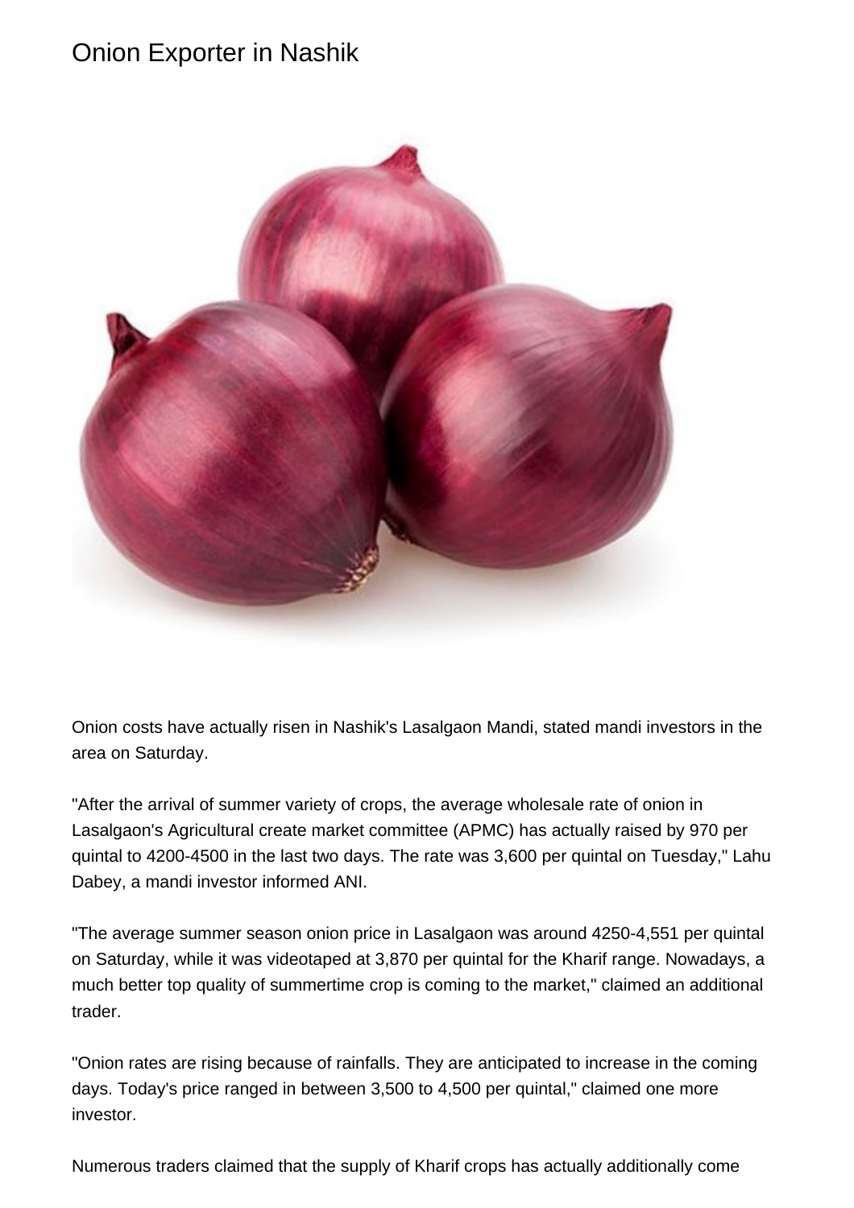# Onion Exporter in Nashik

Onion costs have actually risen in Nashik's Lasalgaon Mandi, stated mandi investors in the area on Saturday.

"After the arrival of summer variety of crops, the average wholesale rate of onion in Lasalgaon's Agricultural create market committee (APMC) has actually raised by 970 per quintal to 4200-4500 in the last two days. The rate was 3,600 per quintal on Tuesday," Lahu Dabey, a mandi investor informed ANI.

"The average summer season onion price in Lasalgaon was around 4250-4,551 per quintal on Saturday, while it was videotaped at 3,870 per quintal for the Kharif range. Nowadays, a much better top quality of summertime crop is coming to the market," claimed an additional trader.

"Onion rates are rising because of rainfalls. They are anticipated to increase in the coming days. Today's price ranged in between 3,500 to 4,500 per quintal," claimed one more investor.

Numerous traders claimed that the supply of Kharif crops has actually additionally come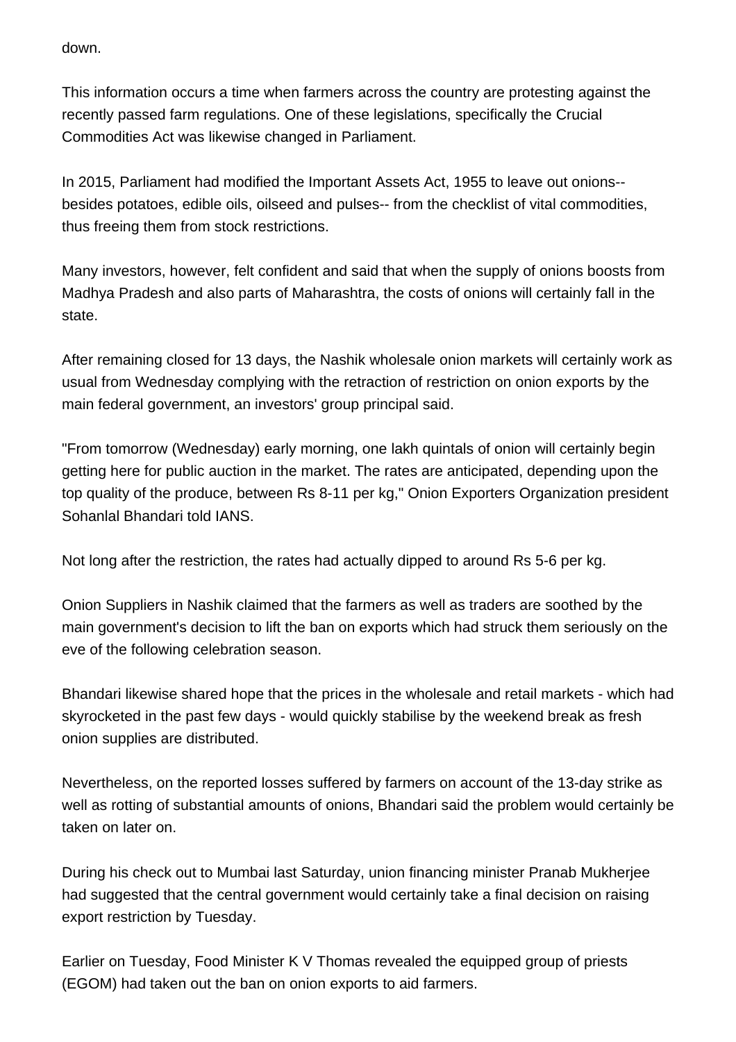down.

This information occurs a time when farmers across the country are protesting against the recently passed farm regulations. One of these legislations, specifically the Crucial Commodities Act was likewise changed in Parliament.

In 2015, Parliament had modified the Important Assets Act, 1955 to leave out onions-- besides potatoes, edible oils, oilseed and pulses-- from the checklist of vital commodities, thus freeing them from stock restrictions.

Many investors, however, felt confident and said that when the supply of onions boosts from Madhya Pradesh and also parts of Maharashtra, the costs of onions will certainly fall in the state.

After remaining closed for 13 days, the Nashik wholesale onion markets will certainly work as usual from Wednesday complying with the retraction of restriction on onion exports by the main federal government, an investors' group principal said.

"From tomorrow (Wednesday) early morning, one lakh quintals of onion will certainly begin getting here for public auction in the market. The rates are anticipated, depending upon the top quality of the produce, between Rs 8-11 per kg," Onion Exporters Organization president Sohanlal Bhandari told IANS.

Not long after the restriction, the rates had actually dipped to around Rs 5-6 per kg.

Onion Suppliers in Nashik claimed that the farmers as well as traders are soothed by the main government's decision to lift the ban on exports which had struck them seriously on the eve of the following celebration season.

Bhandari likewise shared hope that the prices in the wholesale and retail markets - which had skyrocketed in the past few days - would quickly stabilise by the weekend break as fresh onion supplies are distributed.

Nevertheless, on the reported losses suffered by farmers on account of the 13-day strike as well as rotting of substantial amounts of onions, Bhandari said the problem would certainly be taken on later on.

During his check out to Mumbai last Saturday, union financing minister Pranab Mukherjee had suggested that the central government would certainly take a final decision on raising export restriction by Tuesday.

Earlier on Tuesday, Food Minister K V Thomas revealed the equipped group of priests (EGOM) had taken out the ban on onion exports to aid farmers.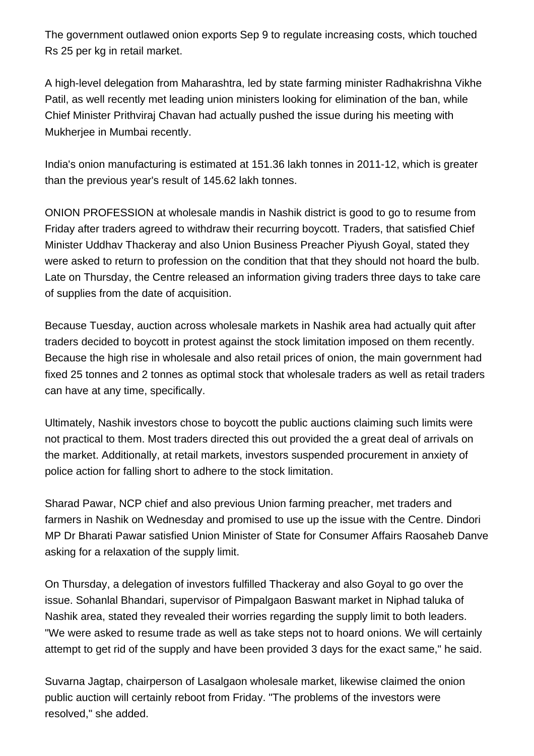The government outlawed onion exports Sep 9 to regulate increasing costs, which touched Rs 25 per kg in retail market.

A high-level delegation from Maharashtra, led by state farming minister Radhakrishna Vikhe Patil, as well recently met leading union ministers looking for elimination of the ban, while Chief Minister Prithviraj Chavan had actually pushed the issue during his meeting with Mukherjee in Mumbai recently.

India's onion manufacturing is estimated at 151.36 lakh tonnes in 2011-12, which is greater than the previous year's result of 145.62 lakh tonnes.

ONION PROFESSION at wholesale mandis in Nashik district is good to go to resume from Friday after traders agreed to withdraw their recurring boycott. Traders, that satisfied Chief Minister Uddhav Thackeray and also Union Business Preacher Piyush Goyal, stated they were asked to return to profession on the condition that that they should not hoard the bulb. Late on Thursday, the Centre released an information giving traders three days to take care of supplies from the date of acquisition.

Because Tuesday, auction across wholesale markets in Nashik area had actually quit after traders decided to boycott in protest against the stock limitation imposed on them recently. Because the high rise in wholesale and also retail prices of onion, the main government had fixed 25 tonnes and 2 tonnes as optimal stock that wholesale traders as well as retail traders can have at any time, specifically.

Ultimately, Nashik investors chose to boycott the public auctions claiming such limits were not practical to them. Most traders directed this out provided the a great deal of arrivals on the market. Additionally, at retail markets, investors suspended procurement in anxiety of police action for falling short to adhere to the stock limitation.

Sharad Pawar, NCP chief and also previous Union farming preacher, met traders and farmers in Nashik on Wednesday and promised to use up the issue with the Centre. Dindori MP Dr Bharati Pawar satisfied Union Minister of State for Consumer Affairs Raosaheb Danve asking for a relaxation of the supply limit.

On Thursday, a delegation of investors fulfilled Thackeray and also Goyal to go over the issue. Sohanlal Bhandari, supervisor of Pimpalgaon Baswant market in Niphad taluka of Nashik area, stated they revealed their worries regarding the supply limit to both leaders. "We were asked to resume trade as well as take steps not to hoard onions. We will certainly attempt to get rid of the supply and have been provided 3 days for the exact same," he said.

Suvarna Jagtap, chairperson of Lasalgaon wholesale market, likewise claimed the onion public auction will certainly reboot from Friday. "The problems of the investors were resolved," she added.